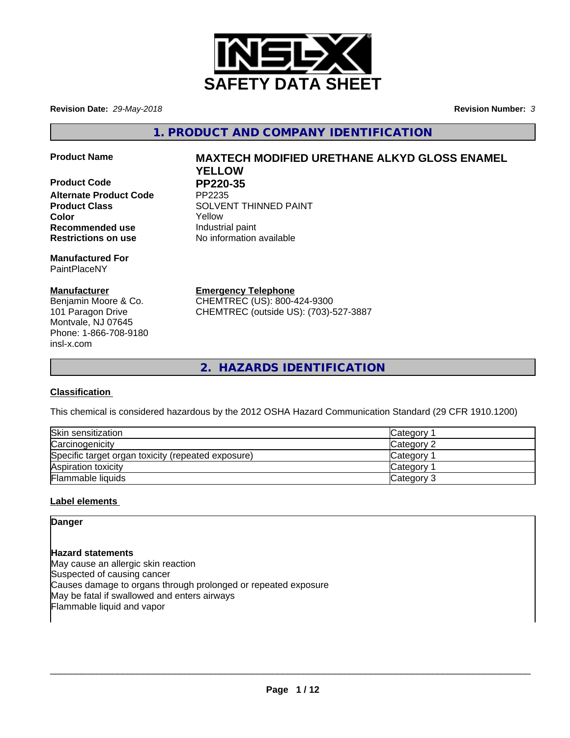# SAFETY DATA SHEET

**Revision Date:** *29-May-2018*

**Revision Number:** *3*

## 1. PRODUCT AND COMPANY IDENTIFICATION

**Product Name** **MAXTECH MODIFIED URETHANE ALKYD GLOSS ENAMEL YELLOW**

**Product Code** **PP220-35**

**Alternate Product Code** PP2235

**Product Class** SOLVENT THINNED PAINT

**Color** Yellow

**Recommended use** Industrial paint

**Restrictions on use** No information available

**Manufactured For**
PaintPlaceNY

**Manufacturer**
Benjamin Moore & Co.
101 Paragon Drive
Montvale, NJ 07645
Phone: 1-866-708-9180
insl-x.com

**Emergency Telephone**
CHEMTREC (US): 800-424-9300
CHEMTREC (outside US): (703)-527-3887

## 2. HAZARDS IDENTIFICATION

### Classification

This chemical is considered hazardous by the 2012 OSHA Hazard Communication Standard (29 CFR 1910.1200)

| Hazard | Category |
|---|---|
| Skin sensitization | Category 1 |
| Carcinogenicity | Category 2 |
| Specific target organ toxicity (repeated exposure) | Category 1 |
| Aspiration toxicity | Category 1 |
| Flammable liquids | Category 3 |

### Label elements

**Danger**

**Hazard statements**
May cause an allergic skin reaction
Suspected of causing cancer
Causes damage to organs through prolonged or repeated exposure
May be fatal if swallowed and enters airways
Flammable liquid and vapor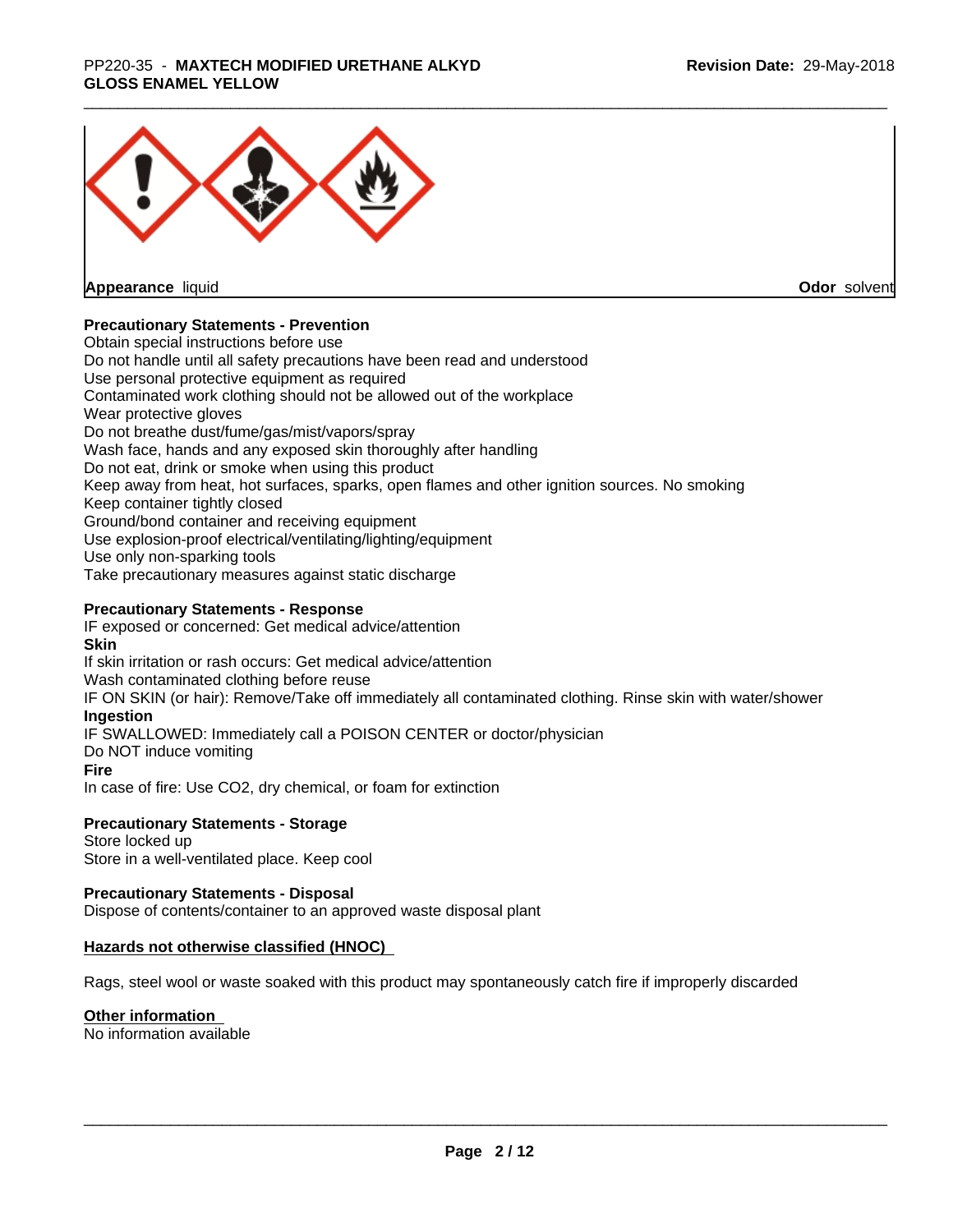**Appearance** liquid **Odor** solvent

**Precautionary Statements - Prevention**

Obtain special instructions before use
Do not handle until all safety precautions have been read and understood
Use personal protective equipment as required
Contaminated work clothing should not be allowed out of the workplace
Wear protective gloves
Do not breathe dust/fume/gas/mist/vapors/spray
Wash face, hands and any exposed skin thoroughly after handling
Do not eat, drink or smoke when using this product
Keep away from heat, hot surfaces, sparks, open flames and other ignition sources. No smoking
Keep container tightly closed
Ground/bond container and receiving equipment
Use explosion-proof electrical/ventilating/lighting/equipment
Use only non-sparking tools
Take precautionary measures against static discharge

**Precautionary Statements - Response**

IF exposed or concerned: Get medical advice/attention

**Skin**

If skin irritation or rash occurs: Get medical advice/attention
Wash contaminated clothing before reuse
IF ON SKIN (or hair): Remove/Take off immediately all contaminated clothing. Rinse skin with water/shower

**Ingestion**

IF SWALLOWED: Immediately call a POISON CENTER or doctor/physician
Do NOT induce vomiting

**Fire**

In case of fire: Use CO2, dry chemical, or foam for extinction

**Precautionary Statements - Storage**

Store locked up
Store in a well-ventilated place. Keep cool

**Precautionary Statements - Disposal**

Dispose of contents/container to an approved waste disposal plant

**Hazards not otherwise classified (HNOC)**

Rags, steel wool or waste soaked with this product may spontaneously catch fire if improperly discarded

**Other information**

No information available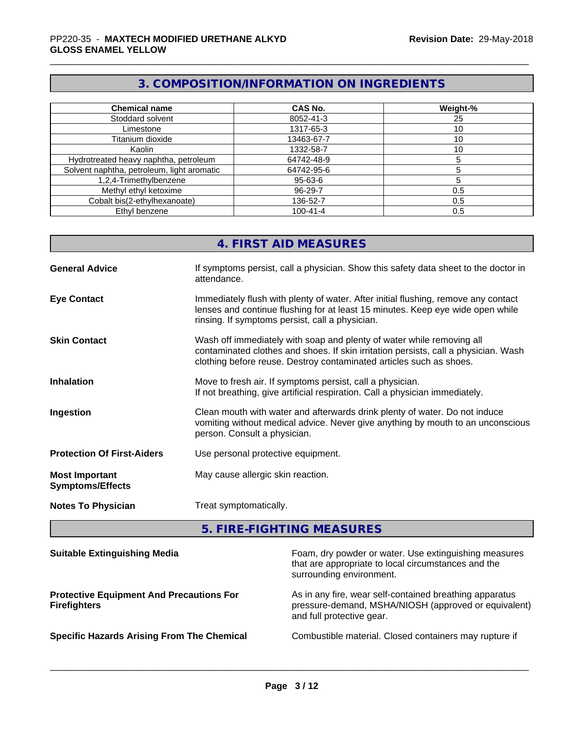## 3. COMPOSITION/INFORMATION ON INGREDIENTS

| Chemical name | CAS No. | Weight-% |
|---|---|---|
| Stoddard solvent | 8052-41-3 | 25 |
| Limestone | 1317-65-3 | 10 |
| Titanium dioxide | 13463-67-7 | 10 |
| Kaolin | 1332-58-7 | 10 |
| Hydrotreated heavy naphtha, petroleum | 64742-48-9 | 5 |
| Solvent naphtha, petroleum, light aromatic | 64742-95-6 | 5 |
| 1,2,4-Trimethylbenzene | 95-63-6 | 5 |
| Methyl ethyl ketoxime | 96-29-7 | 0.5 |
| Cobalt bis(2-ethylhexanoate) | 136-52-7 | 0.5 |
| Ethyl benzene | 100-41-4 | 0.5 |

## 4. FIRST AID MEASURES

**General Advice**
If symptoms persist, call a physician. Show this safety data sheet to the doctor in attendance.

**Eye Contact**
Immediately flush with plenty of water. After initial flushing, remove any contact lenses and continue flushing for at least 15 minutes. Keep eye wide open while rinsing. If symptoms persist, call a physician.

**Skin Contact**
Wash off immediately with soap and plenty of water while removing all contaminated clothes and shoes. If skin irritation persists, call a physician. Wash clothing before reuse. Destroy contaminated articles such as shoes.

**Inhalation**
Move to fresh air. If symptoms persist, call a physician.
If not breathing, give artificial respiration. Call a physician immediately.

**Ingestion**
Clean mouth with water and afterwards drink plenty of water. Do not induce vomiting without medical advice. Never give anything by mouth to an unconscious person. Consult a physician.

**Protection Of First-Aiders**
Use personal protective equipment.

**Most Important Symptoms/Effects**
May cause allergic skin reaction.

**Notes To Physician**
Treat symptomatically.

## 5. FIRE-FIGHTING MEASURES

**Suitable Extinguishing Media**
Foam, dry powder or water. Use extinguishing measures that are appropriate to local circumstances and the surrounding environment.

**Protective Equipment And Precautions For Firefighters**
As in any fire, wear self-contained breathing apparatus pressure-demand, MSHA/NIOSH (approved or equivalent) and full protective gear.

**Specific Hazards Arising From The Chemical**
Combustible material. Closed containers may rupture if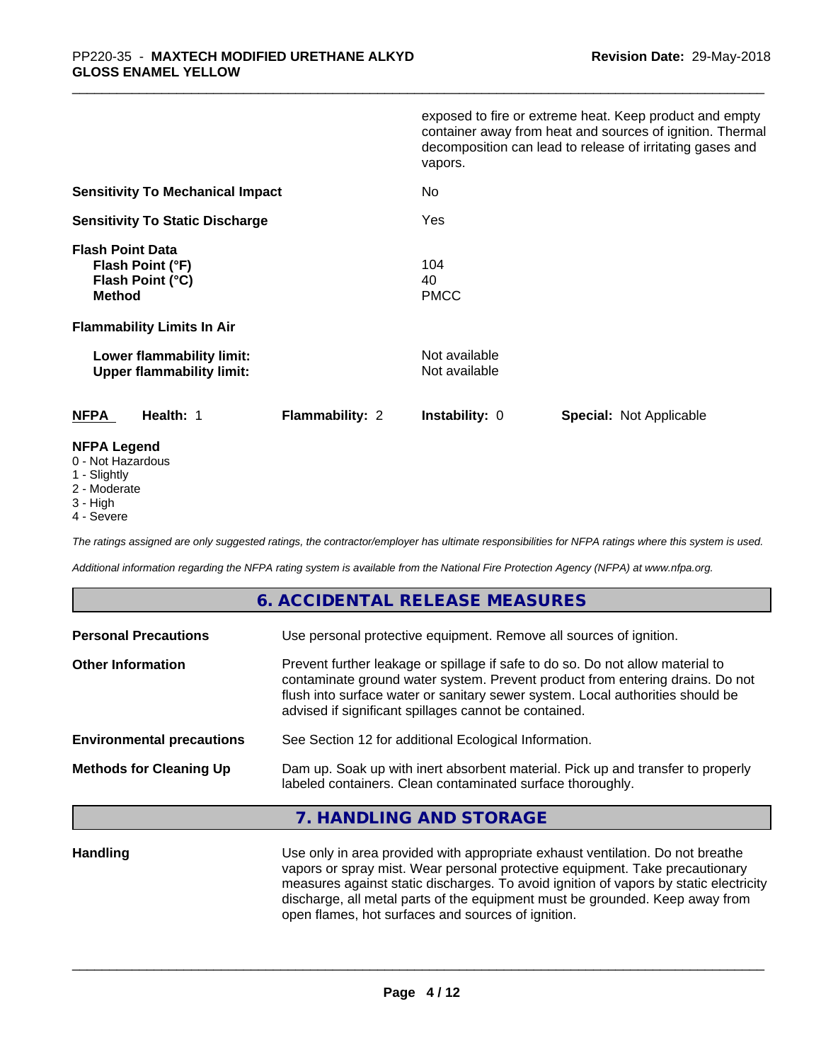| | |
|---|---|
| | exposed to fire or extreme heat. Keep product and empty container away from heat and sources of ignition. Thermal decomposition can lead to release of irritating gases and vapors. |
| **Sensitivity To Mechanical Impact** | No |
| **Sensitivity To Static Discharge** | Yes |
| **Flash Point Data** | |
| **Flash Point (°F)** | 104 |
| **Flash Point (°C)** | 40 |
| **Method** | PMCC |
| **Flammability Limits In Air** | |
| **Lower flammability limit:** | Not available |
| **Upper flammability limit:** | Not available |

| **NFPA** | **Health:** 1 | **Flammability:** 2 | **Instability:** 0 | **Special:** Not Applicable |
|---|---|---|---|---|

**NFPA Legend**

- 0 - Not Hazardous
- 1 - Slightly
- 2 - Moderate
- 3 - High
- 4 - Severe

*The ratings assigned are only suggested ratings, the contractor/employer has ultimate responsibilities for NFPA ratings where this system is used.*

*Additional information regarding the NFPA rating system is available from the National Fire Protection Agency (NFPA) at www.nfpa.org.*

## 6. ACCIDENTAL RELEASE MEASURES

| | |
|---|---|
| **Personal Precautions** | Use personal protective equipment. Remove all sources of ignition. |
| **Other Information** | Prevent further leakage or spillage if safe to do so. Do not allow material to contaminate ground water system. Prevent product from entering drains. Do not flush into surface water or sanitary sewer system. Local authorities should be advised if significant spillages cannot be contained. |
| **Environmental precautions** | See Section 12 for additional Ecological Information. |
| **Methods for Cleaning Up** | Dam up. Soak up with inert absorbent material. Pick up and transfer to properly labeled containers. Clean contaminated surface thoroughly. |

## 7. HANDLING AND STORAGE

| | |
|---|---|
| **Handling** | Use only in area provided with appropriate exhaust ventilation. Do not breathe vapors or spray mist. Wear personal protective equipment. Take precautionary measures against static discharges. To avoid ignition of vapors by static electricity discharge, all metal parts of the equipment must be grounded. Keep away from open flames, hot surfaces and sources of ignition. |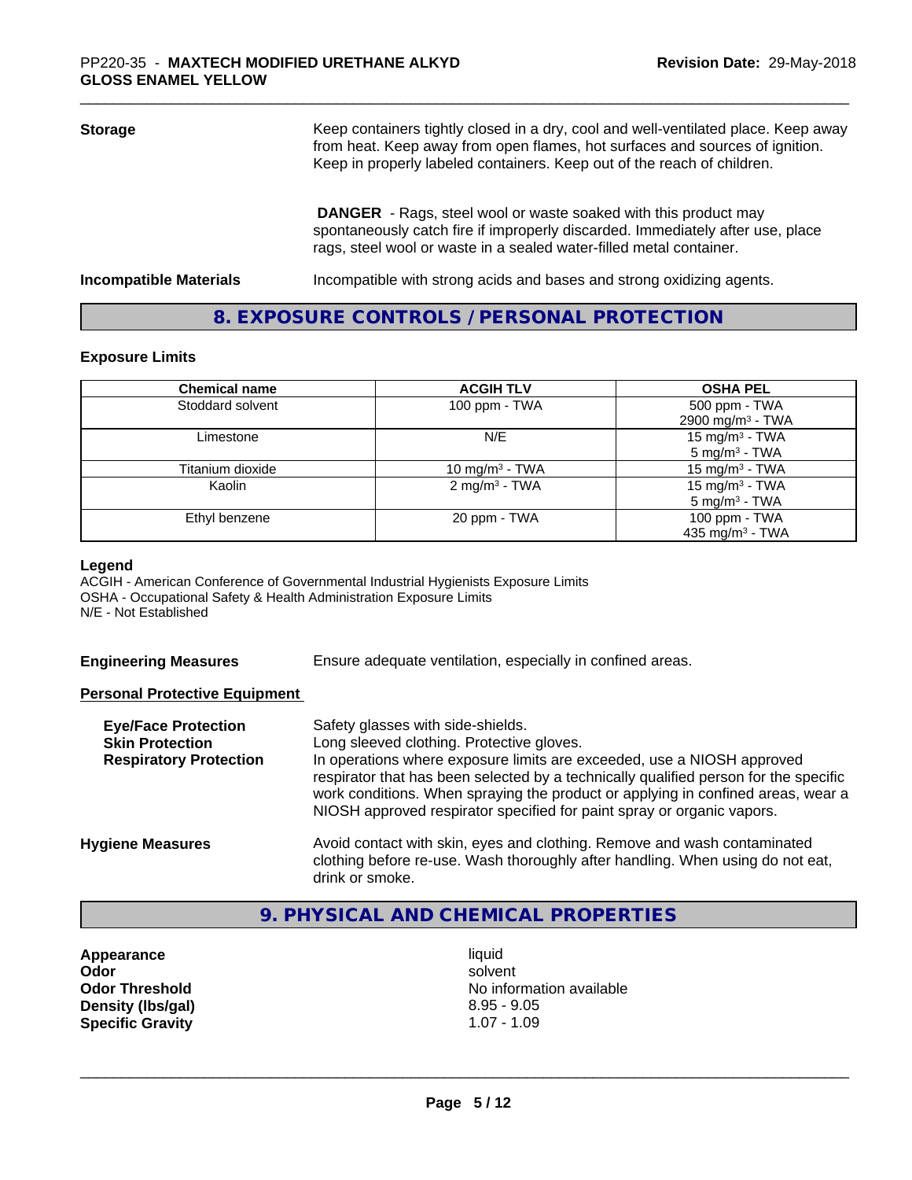| | |
|---|---|
| **Storage** | Keep containers tightly closed in a dry, cool and well-ventilated place. Keep away from heat. Keep away from open flames, hot surfaces and sources of ignition. Keep in properly labeled containers. Keep out of the reach of children. |
| | **DANGER** - Rags, steel wool or waste soaked with this product may spontaneously catch fire if improperly discarded. Immediately after use, place rags, steel wool or waste in a sealed water-filled metal container. |
| **Incompatible Materials** | Incompatible with strong acids and bases and strong oxidizing agents. |

## 8. EXPOSURE CONTROLS / PERSONAL PROTECTION

### Exposure Limits

| Chemical name | ACGIH TLV | OSHA PEL |
|---|---|---|
| Stoddard solvent | 100 ppm - TWA | 500 ppm - TWA<br>2900 mg/m³ - TWA |
| Limestone | N/E | 15 mg/m³ - TWA<br>5 mg/m³ - TWA |
| Titanium dioxide | 10 mg/m³ - TWA | 15 mg/m³ - TWA |
| Kaolin | 2 mg/m³ - TWA | 15 mg/m³ - TWA<br>5 mg/m³ - TWA |
| Ethyl benzene | 20 ppm - TWA | 100 ppm - TWA<br>435 mg/m³ - TWA |

**Legend**

ACGIH - American Conference of Governmental Industrial Hygienists Exposure Limits
OSHA - Occupational Safety & Health Administration Exposure Limits
N/E - Not Established

**Engineering Measures** Ensure adequate ventilation, especially in confined areas.

**Personal Protective Equipment**

| | |
|---|---|
| **Eye/Face Protection** | Safety glasses with side-shields. |
| **Skin Protection** | Long sleeved clothing. Protective gloves. |
| **Respiratory Protection** | In operations where exposure limits are exceeded, use a NIOSH approved respirator that has been selected by a technically qualified person for the specific work conditions. When spraying the product or applying in confined areas, wear a NIOSH approved respirator specified for paint spray or organic vapors. |
| **Hygiene Measures** | Avoid contact with skin, eyes and clothing. Remove and wash contaminated clothing before re-use. Wash thoroughly after handling. When using do not eat, drink or smoke. |

## 9. PHYSICAL AND CHEMICAL PROPERTIES

| | |
|---|---|
| **Appearance** | liquid |
| **Odor** | solvent |
| **Odor Threshold** | No information available |
| **Density (lbs/gal)** | 8.95 - 9.05 |
| **Specific Gravity** | 1.07 - 1.09 |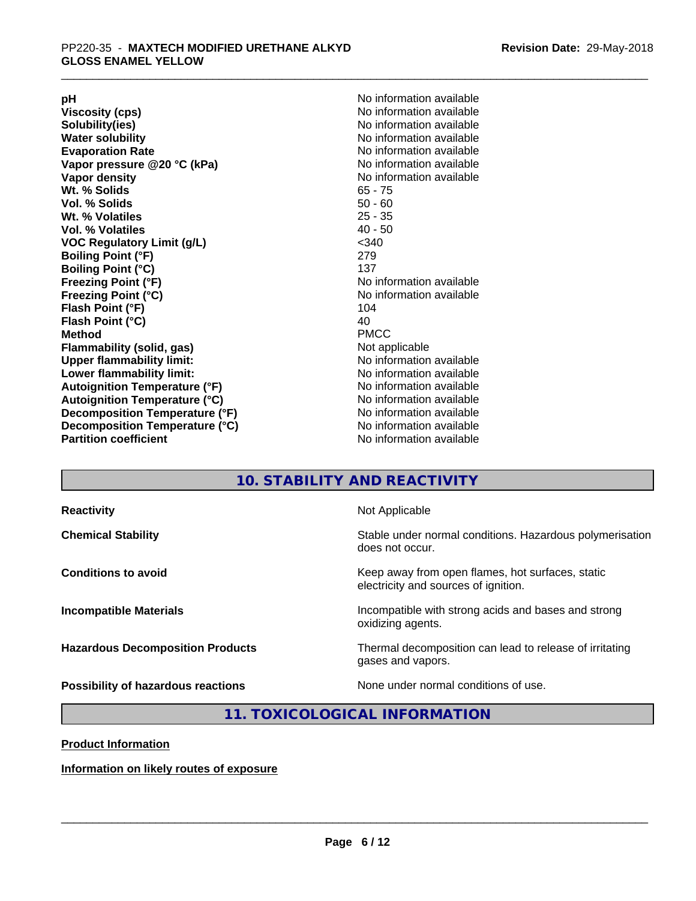| | |
|---|---|
| **pH** | No information available |
| **Viscosity (cps)** | No information available |
| **Solubility(ies)** | No information available |
| **Water solubility** | No information available |
| **Evaporation Rate** | No information available |
| **Vapor pressure @20 °C (kPa)** | No information available |
| **Vapor density** | No information available |
| **Wt. % Solids** | 65 - 75 |
| **Vol. % Solids** | 50 - 60 |
| **Wt. % Volatiles** | 25 - 35 |
| **Vol. % Volatiles** | 40 - 50 |
| **VOC Regulatory Limit (g/L)** | <340 |
| **Boiling Point (°F)** | 279 |
| **Boiling Point (°C)** | 137 |
| **Freezing Point (°F)** | No information available |
| **Freezing Point (°C)** | No information available |
| **Flash Point (°F)** | 104 |
| **Flash Point (°C)** | 40 |
| **Method** | PMCC |
| **Flammability (solid, gas)** | Not applicable |
| **Upper flammability limit:** | No information available |
| **Lower flammability limit:** | No information available |
| **Autoignition Temperature (°F)** | No information available |
| **Autoignition Temperature (°C)** | No information available |
| **Decomposition Temperature (°F)** | No information available |
| **Decomposition Temperature (°C)** | No information available |
| **Partition coefficient** | No information available |

## 10. STABILITY AND REACTIVITY

| | |
|---|---|
| **Reactivity** | Not Applicable |
| **Chemical Stability** | Stable under normal conditions. Hazardous polymerisation does not occur. |
| **Conditions to avoid** | Keep away from open flames, hot surfaces, static electricity and sources of ignition. |
| **Incompatible Materials** | Incompatible with strong acids and bases and strong oxidizing agents. |
| **Hazardous Decomposition Products** | Thermal decomposition can lead to release of irritating gases and vapors. |
| **Possibility of hazardous reactions** | None under normal conditions of use. |

## 11. TOXICOLOGICAL INFORMATION

**Product Information**

**Information on likely routes of exposure**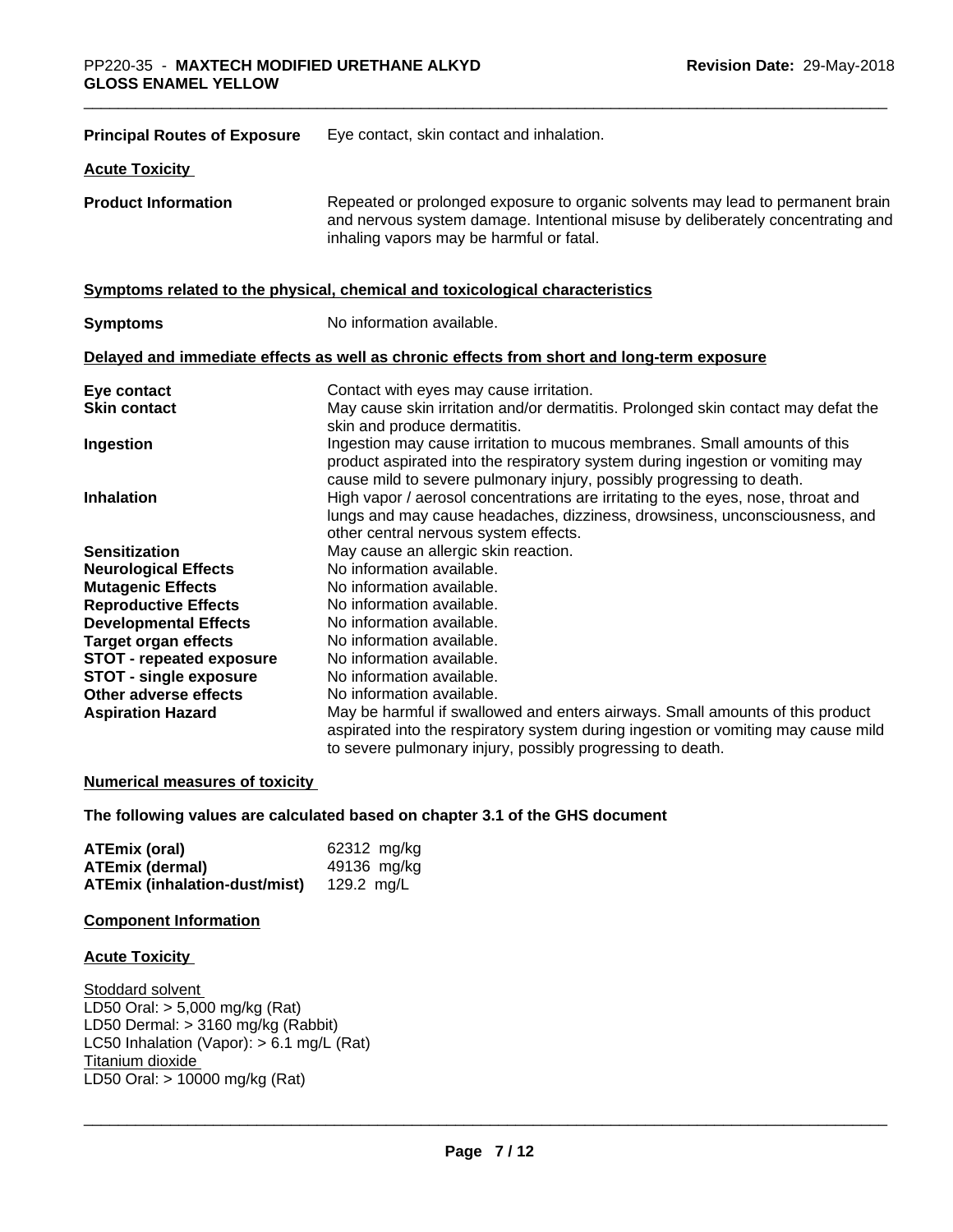**Principal Routes of Exposure** Eye contact, skin contact and inhalation.

**Acute Toxicity**

**Product Information** Repeated or prolonged exposure to organic solvents may lead to permanent brain and nervous system damage. Intentional misuse by deliberately concentrating and inhaling vapors may be harmful or fatal.

**Symptoms related to the physical, chemical and toxicological characteristics**

**Symptoms** No information available.

**Delayed and immediate effects as well as chronic effects from short and long-term exposure**

| | |
|---|---|
| **Eye contact** | Contact with eyes may cause irritation. |
| **Skin contact** | May cause skin irritation and/or dermatitis. Prolonged skin contact may defat the skin and produce dermatitis. |
| **Ingestion** | Ingestion may cause irritation to mucous membranes. Small amounts of this product aspirated into the respiratory system during ingestion or vomiting may cause mild to severe pulmonary injury, possibly progressing to death. |
| **Inhalation** | High vapor / aerosol concentrations are irritating to the eyes, nose, throat and lungs and may cause headaches, dizziness, drowsiness, unconsciousness, and other central nervous system effects. |
| **Sensitization** | May cause an allergic skin reaction. |
| **Neurological Effects** | No information available. |
| **Mutagenic Effects** | No information available. |
| **Reproductive Effects** | No information available. |
| **Developmental Effects** | No information available. |
| **Target organ effects** | No information available. |
| **STOT - repeated exposure** | No information available. |
| **STOT - single exposure** | No information available. |
| **Other adverse effects** | No information available. |
| **Aspiration Hazard** | May be harmful if swallowed and enters airways. Small amounts of this product aspirated into the respiratory system during ingestion or vomiting may cause mild to severe pulmonary injury, possibly progressing to death. |

**Numerical measures of toxicity**

**The following values are calculated based on chapter 3.1 of the GHS document**

| | |
|---|---|
| **ATEmix (oral)** | 62312 mg/kg |
| **ATEmix (dermal)** | 49136 mg/kg |
| **ATEmix (inhalation-dust/mist)** | 129.2 mg/L |

**Component Information**

**Acute Toxicity**

Stoddard solvent
LD50 Oral: > 5,000 mg/kg (Rat)
LD50 Dermal: > 3160 mg/kg (Rabbit)
LC50 Inhalation (Vapor): > 6.1 mg/L (Rat)
Titanium dioxide
LD50 Oral: > 10000 mg/kg (Rat)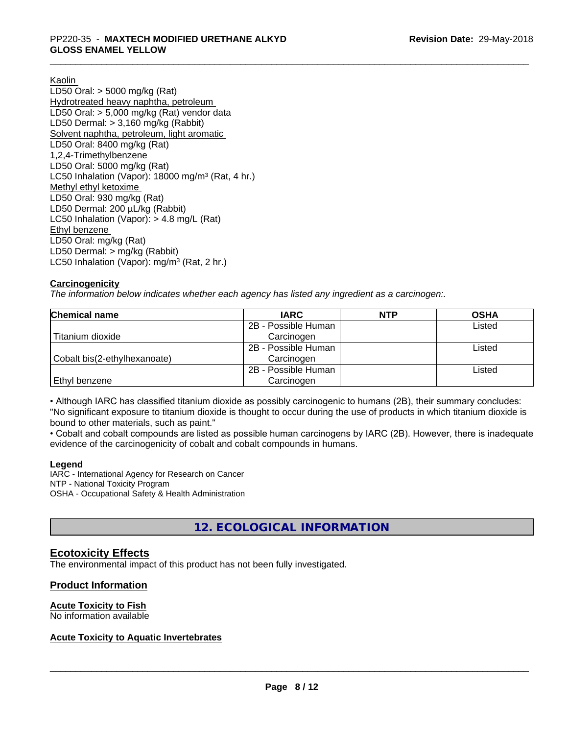Kaolin
LD50 Oral: > 5000 mg/kg (Rat)
Hydrotreated heavy naphtha, petroleum
LD50 Oral: > 5,000 mg/kg (Rat) vendor data
LD50 Dermal: > 3,160 mg/kg (Rabbit)
Solvent naphtha, petroleum, light aromatic
LD50 Oral: 8400 mg/kg (Rat)
1,2,4-Trimethylbenzene
LD50 Oral: 5000 mg/kg (Rat)
LC50 Inhalation (Vapor): 18000 mg/m$^3$ (Rat, 4 hr.)
Methyl ethyl ketoxime
LD50 Oral: 930 mg/kg (Rat)
LD50 Dermal: 200 µL/kg (Rabbit)
LC50 Inhalation (Vapor): > 4.8 mg/L (Rat)
Ethyl benzene
LD50 Oral: mg/kg (Rat)
LD50 Dermal: > mg/kg (Rabbit)
LC50 Inhalation (Vapor): mg/m$^3$ (Rat, 2 hr.)

**Carcinogenicity**

*The information below indicates whether each agency has listed any ingredient as a carcinogen:.*

| Chemical name | IARC | NTP | OSHA |
|---|---|---|---|
| Titanium dioxide | 2B - Possible Human Carcinogen | | Listed |
| Cobalt bis(2-ethylhexanoate) | 2B - Possible Human Carcinogen | | Listed |
| Ethyl benzene | 2B - Possible Human Carcinogen | | Listed |

• Although IARC has classified titanium dioxide as possibly carcinogenic to humans (2B), their summary concludes: "No significant exposure to titanium dioxide is thought to occur during the use of products in which titanium dioxide is bound to other materials, such as paint."

• Cobalt and cobalt compounds are listed as possible human carcinogens by IARC (2B). However, there is inadequate evidence of the carcinogenicity of cobalt and cobalt compounds in humans.

**Legend**

IARC - International Agency for Research on Cancer
NTP - National Toxicity Program
OSHA - Occupational Safety & Health Administration

## 12. ECOLOGICAL INFORMATION

### Ecotoxicity Effects

The environmental impact of this product has not been fully investigated.

### Product Information

**Acute Toxicity to Fish**

No information available

**Acute Toxicity to Aquatic Invertebrates**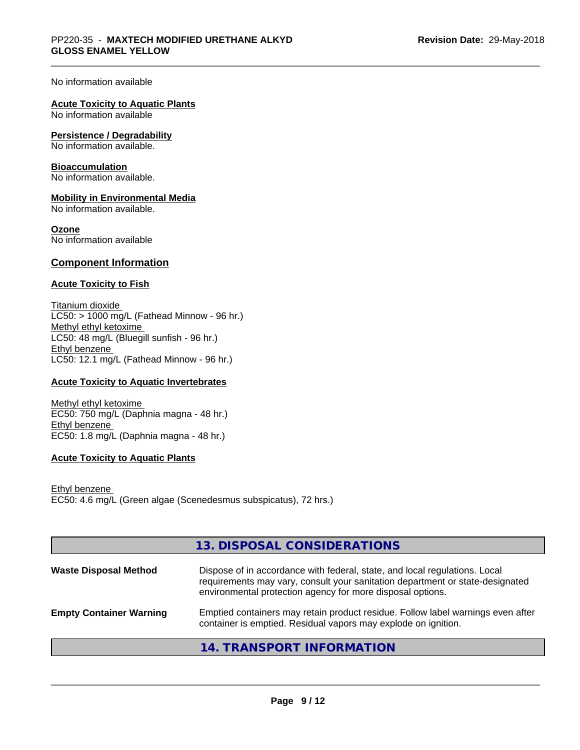No information available

**Acute Toxicity to Aquatic Plants**
No information available

**Persistence / Degradability**
No information available.

**Bioaccumulation**
No information available.

**Mobility in Environmental Media**
No information available.

**Ozone**
No information available

## Component Information

### Acute Toxicity to Fish

Titanium dioxide
LC50: > 1000 mg/L (Fathead Minnow - 96 hr.)
Methyl ethyl ketoxime
LC50: 48 mg/L (Bluegill sunfish - 96 hr.)
Ethyl benzene
LC50: 12.1 mg/L (Fathead Minnow - 96 hr.)

### Acute Toxicity to Aquatic Invertebrates

Methyl ethyl ketoxime
EC50: 750 mg/L (Daphnia magna - 48 hr.)
Ethyl benzene
EC50: 1.8 mg/L (Daphnia magna - 48 hr.)

### Acute Toxicity to Aquatic Plants

Ethyl benzene
EC50: 4.6 mg/L (Green algae (Scenedesmus subspicatus), 72 hrs.)

## 13. DISPOSAL CONSIDERATIONS

| | |
|---|---|
| **Waste Disposal Method** | Dispose of in accordance with federal, state, and local regulations. Local requirements may vary, consult your sanitation department or state-designated environmental protection agency for more disposal options. |
| **Empty Container Warning** | Emptied containers may retain product residue. Follow label warnings even after container is emptied. Residual vapors may explode on ignition. |

## 14. TRANSPORT INFORMATION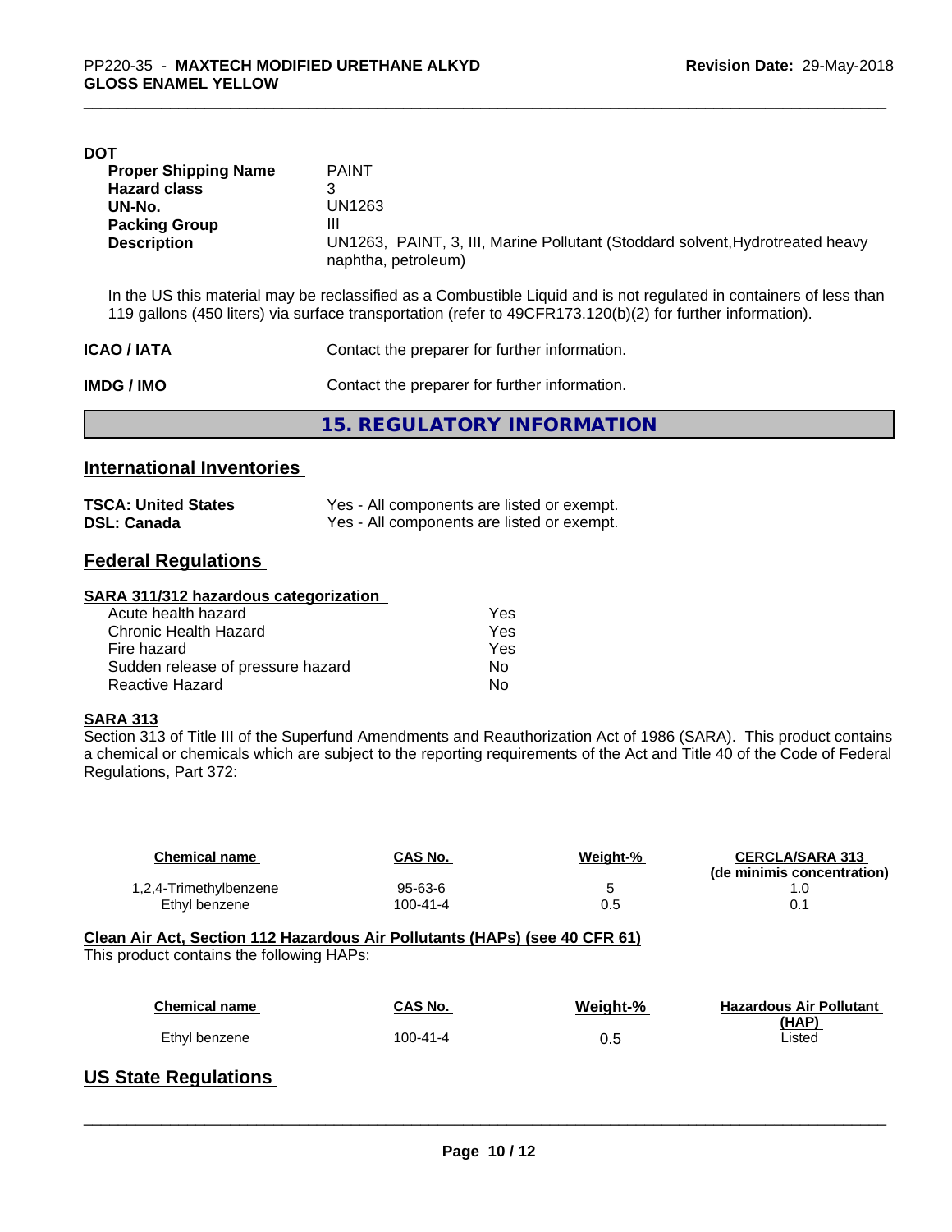**DOT**

| | |
|---|---|
| **Proper Shipping Name** | PAINT |
| **Hazard class** | 3 |
| **UN-No.** | UN1263 |
| **Packing Group** | III |
| **Description** | UN1263, PAINT, 3, III, Marine Pollutant (Stoddard solvent,Hydrotreated heavy naphtha, petroleum) |

In the US this material may be reclassified as a Combustible Liquid and is not regulated in containers of less than 119 gallons (450 liters) via surface transportation (refer to 49CFR173.120(b)(2) for further information).

**ICAO / IATA** Contact the preparer for further information.

**IMDG / IMO** Contact the preparer for further information.

## 15. REGULATORY INFORMATION

### International Inventories

| | |
|---|---|
| **TSCA: United States** | Yes - All components are listed or exempt. |
| **DSL: Canada** | Yes - All components are listed or exempt. |

### Federal Regulations

**SARA 311/312 hazardous categorization**

| | |
|---|---|
| Acute health hazard | Yes |
| Chronic Health Hazard | Yes |
| Fire hazard | Yes |
| Sudden release of pressure hazard | No |
| Reactive Hazard | No |

**SARA 313**

Section 313 of Title III of the Superfund Amendments and Reauthorization Act of 1986 (SARA). This product contains a chemical or chemicals which are subject to the reporting requirements of the Act and Title 40 of the Code of Federal Regulations, Part 372:

| Chemical name | CAS No. | Weight-% | CERCLA/SARA 313 (de minimis concentration) |
|---|---|---|---|
| 1,2,4-Trimethylbenzene | 95-63-6 | 5 | 1.0 |
| Ethyl benzene | 100-41-4 | 0.5 | 0.1 |

**Clean Air Act, Section 112 Hazardous Air Pollutants (HAPs) (see 40 CFR 61)**

This product contains the following HAPs:

| Chemical name | CAS No. | Weight-% | Hazardous Air Pollutant (HAP) |
|---|---|---|---|
| Ethyl benzene | 100-41-4 | 0.5 | Listed |

### US State Regulations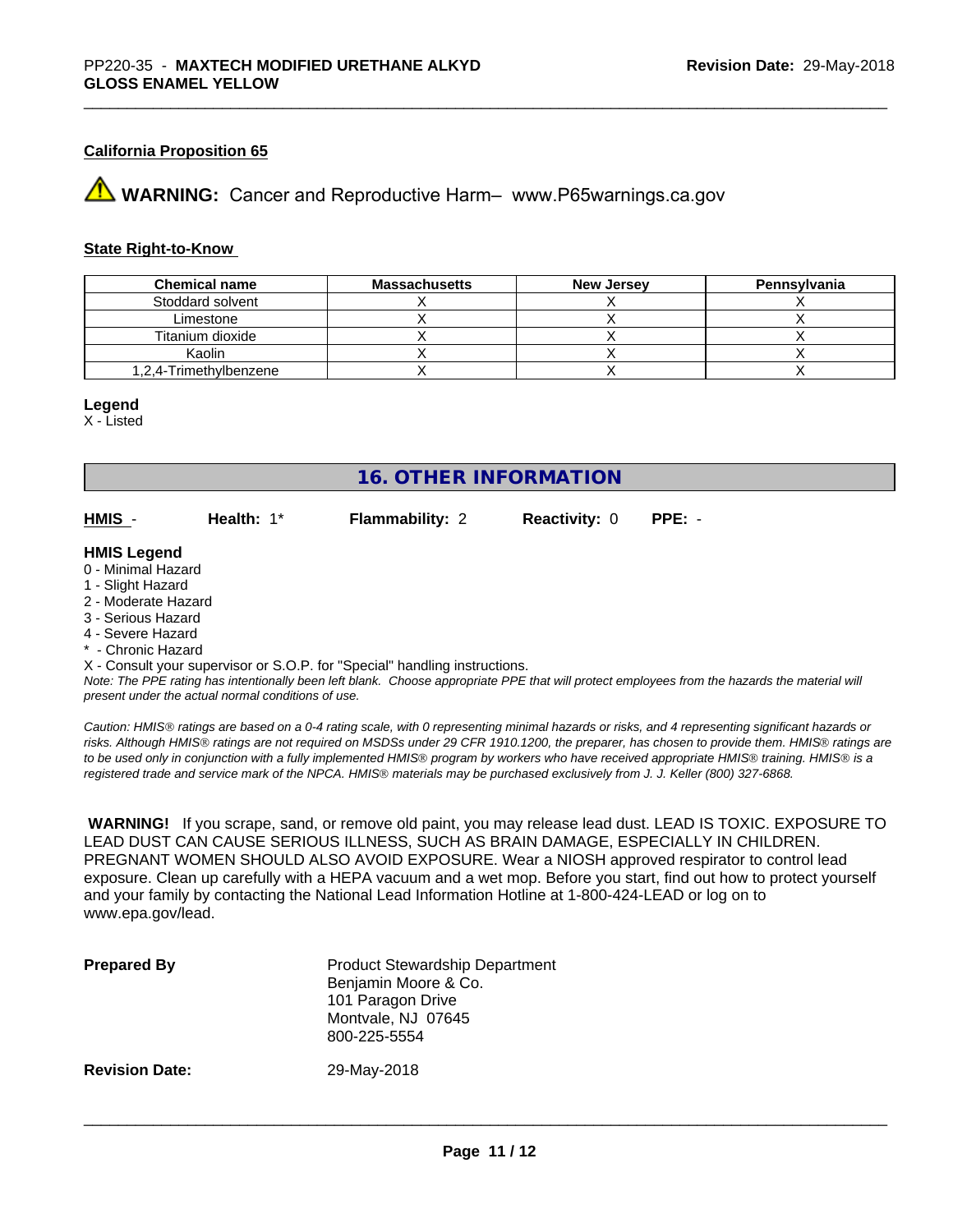**California Proposition 65**

⚠ **WARNING:** Cancer and Reproductive Harm– www.P65warnings.ca.gov

**State Right-to-Know**

| Chemical name | Massachusetts | New Jersey | Pennsylvania |
| --- | --- | --- | --- |
| Stoddard solvent | X | X | X |
| Limestone | X | X | X |
| Titanium dioxide | X | X | X |
| Kaolin | X | X | X |
| 1,2,4-Trimethylbenzene | X | X | X |

**Legend**

X - Listed

## 16. OTHER INFORMATION

**HMIS** - **Health:** 1* **Flammability:** 2 **Reactivity:** 0 **PPE:** -

**HMIS Legend**

0 - Minimal Hazard
1 - Slight Hazard
2 - Moderate Hazard
3 - Serious Hazard
4 - Severe Hazard
* - Chronic Hazard
X - Consult your supervisor or S.O.P. for "Special" handling instructions.

*Note: The PPE rating has intentionally been left blank. Choose appropriate PPE that will protect employees from the hazards the material will present under the actual normal conditions of use.*

*Caution: HMIS® ratings are based on a 0-4 rating scale, with 0 representing minimal hazards or risks, and 4 representing significant hazards or risks. Although HMIS® ratings are not required on MSDSs under 29 CFR 1910.1200, the preparer, has chosen to provide them. HMIS® ratings are to be used only in conjunction with a fully implemented HMIS® program by workers who have received appropriate HMIS® training. HMIS® is a registered trade and service mark of the NPCA. HMIS® materials may be purchased exclusively from J. J. Keller (800) 327-6868.*

**WARNING!** If you scrape, sand, or remove old paint, you may release lead dust. LEAD IS TOXIC. EXPOSURE TO LEAD DUST CAN CAUSE SERIOUS ILLNESS, SUCH AS BRAIN DAMAGE, ESPECIALLY IN CHILDREN. PREGNANT WOMEN SHOULD ALSO AVOID EXPOSURE. Wear a NIOSH approved respirator to control lead exposure. Clean up carefully with a HEPA vacuum and a wet mop. Before you start, find out how to protect yourself and your family by contacting the National Lead Information Hotline at 1-800-424-LEAD or log on to www.epa.gov/lead.

**Prepared By**
Product Stewardship Department
Benjamin Moore & Co.
101 Paragon Drive
Montvale, NJ 07645
800-225-5554

**Revision Date:** 29-May-2018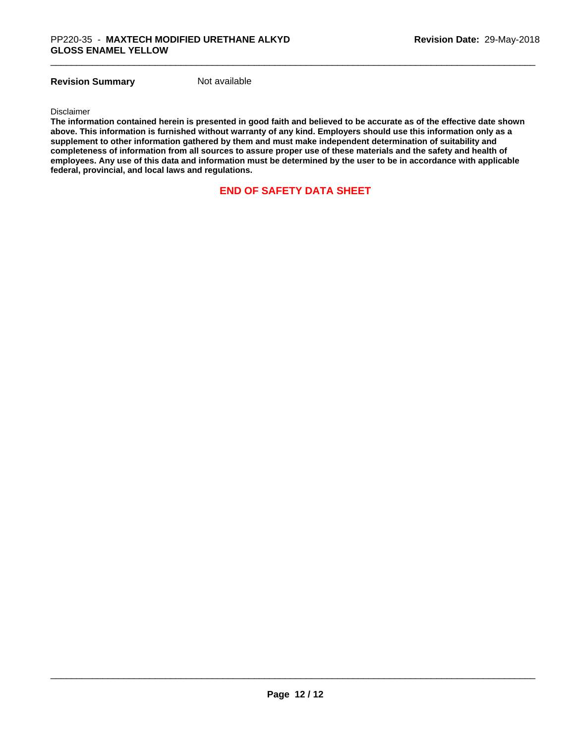**Revision Summary** Not available

Disclaimer

**The information contained herein is presented in good faith and believed to be accurate as of the effective date shown above. This information is furnished without warranty of any kind. Employers should use this information only as a supplement to other information gathered by them and must make independent determination of suitability and completeness of information from all sources to assure proper use of these materials and the safety and health of employees. Any use of this data and information must be determined by the user to be in accordance with applicable federal, provincial, and local laws and regulations.**

**END OF SAFETY DATA SHEET**